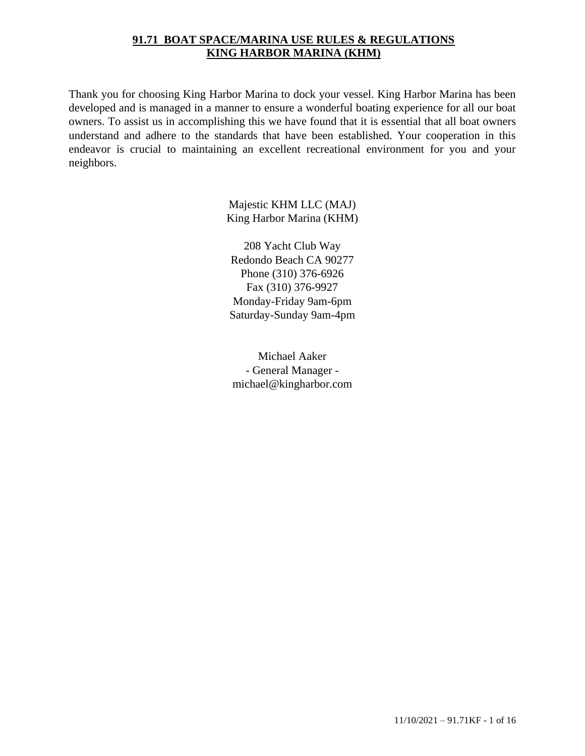# **91.71 BOAT SPACE/MARINA USE RULES & REGULATIONS**
# **KING HARBOR MARINA (KHM)**

Thank you for choosing King Harbor Marina to dock your vessel. King Harbor Marina has been developed and is managed in a manner to ensure a wonderful boating experience for all our boat owners. To assist us in accomplishing this we have found that it is essential that all boat owners understand and adhere to the standards that have been established. Your cooperation in this endeavor is crucial to maintaining an excellent recreational environment for you and your neighbors.

Majestic KHM LLC (MAJ)
King Harbor Marina (KHM)

208 Yacht Club Way
Redondo Beach CA 90277
Phone (310) 376-6926
Fax (310) 376-9927
Monday-Friday 9am-6pm
Saturday-Sunday 9am-4pm

Michael Aaker
- General Manager -
michael@kingharbor.com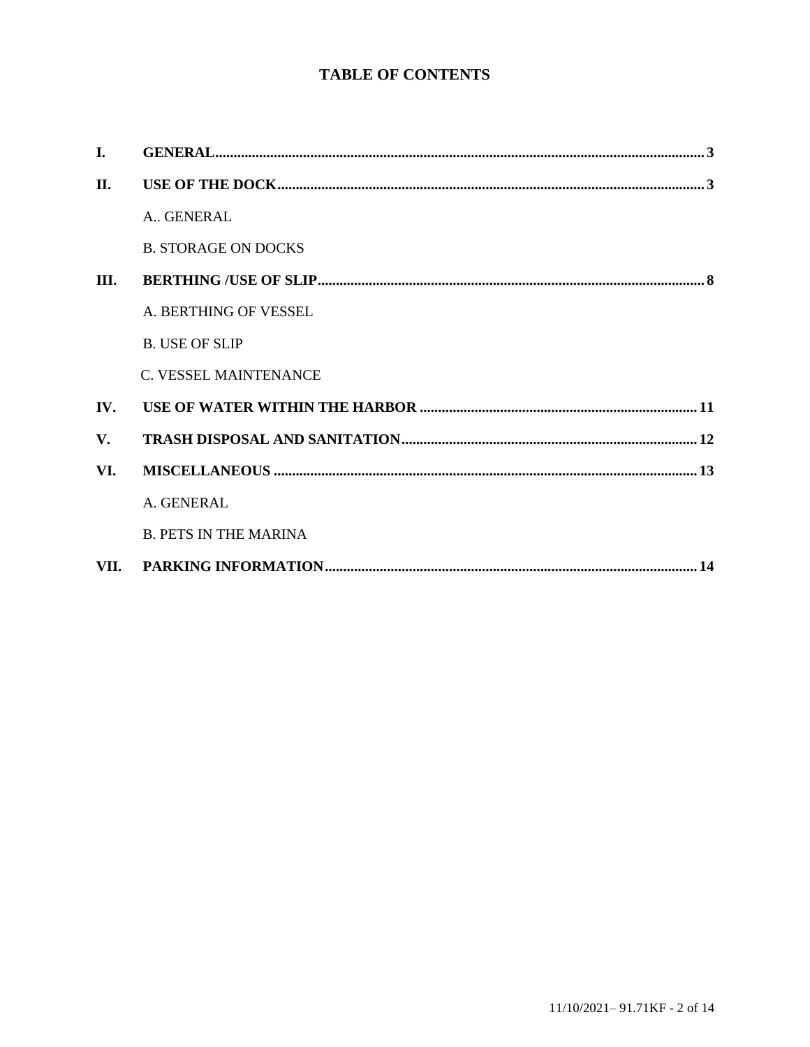# TABLE OF CONTENTS

| | | |
|---|---|---|
| **I.** | **GENERAL** | **3** |
| **II.** | **USE OF THE DOCK** | **3** |
| | A.. GENERAL | |
| | B. STORAGE ON DOCKS | |
| **III.** | **BERTHING /USE OF SLIP** | **8** |
| | A. BERTHING OF VESSEL | |
| | B. USE OF SLIP | |
| | C. VESSEL MAINTENANCE | |
| **IV.** | **USE OF WATER WITHIN THE HARBOR** | **11** |
| **V.** | **TRASH DISPOSAL AND SANITATION** | **12** |
| **VI.** | **MISCELLANEOUS** | **13** |
| | A. GENERAL | |
| | B. PETS IN THE MARINA | |
| **VII.** | **PARKING INFORMATION** | **14** |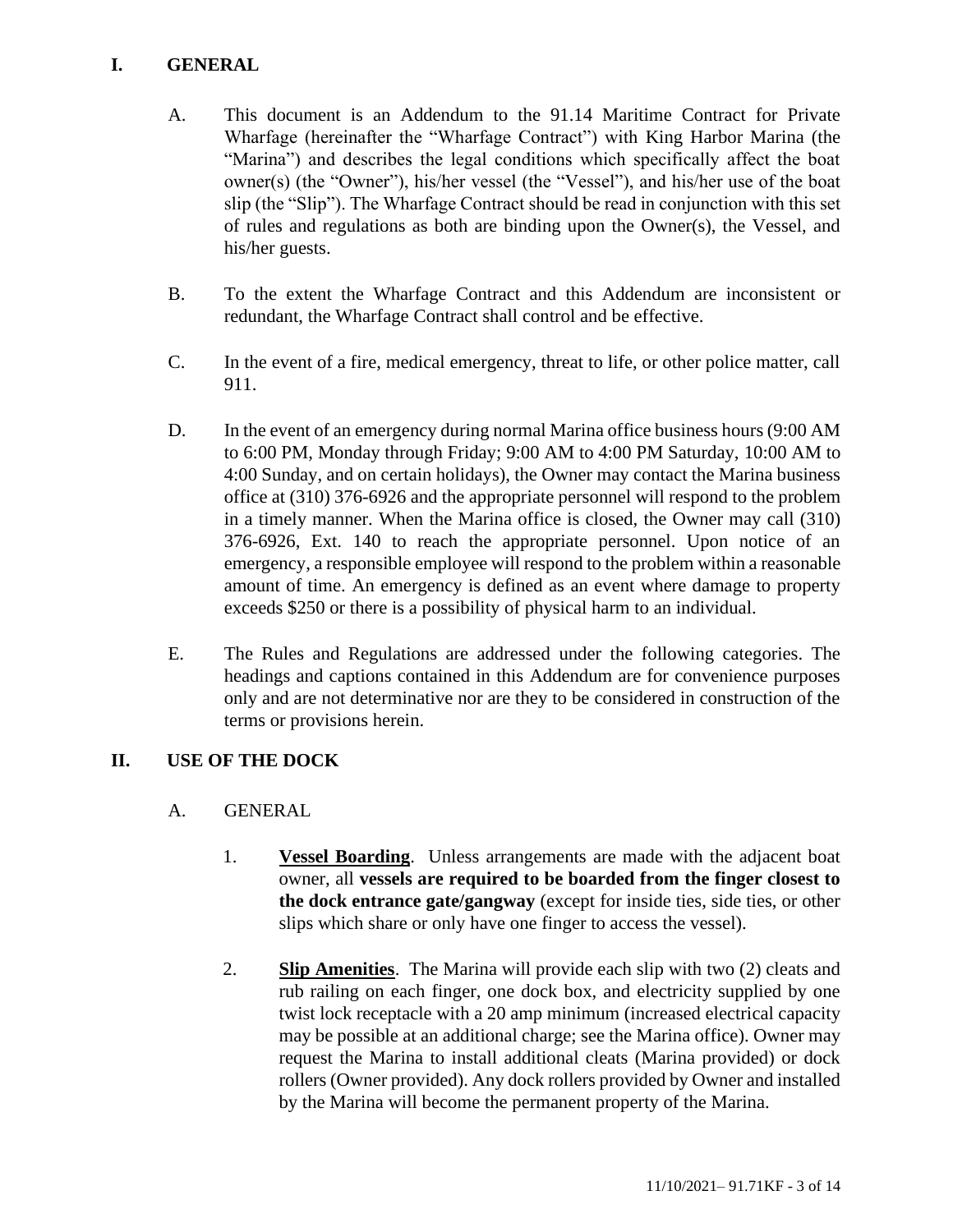# I. GENERAL

A. This document is an Addendum to the 91.14 Maritime Contract for Private Wharfage (hereinafter the "Wharfage Contract") with King Harbor Marina (the "Marina") and describes the legal conditions which specifically affect the boat owner(s) (the "Owner"), his/her vessel (the "Vessel"), and his/her use of the boat slip (the "Slip"). The Wharfage Contract should be read in conjunction with this set of rules and regulations as both are binding upon the Owner(s), the Vessel, and his/her guests.

B. To the extent the Wharfage Contract and this Addendum are inconsistent or redundant, the Wharfage Contract shall control and be effective.

C. In the event of a fire, medical emergency, threat to life, or other police matter, call 911.

D. In the event of an emergency during normal Marina office business hours (9:00 AM to 6:00 PM, Monday through Friday; 9:00 AM to 4:00 PM Saturday, 10:00 AM to 4:00 Sunday, and on certain holidays), the Owner may contact the Marina business office at (310) 376-6926 and the appropriate personnel will respond to the problem in a timely manner. When the Marina office is closed, the Owner may call (310) 376-6926, Ext. 140 to reach the appropriate personnel. Upon notice of an emergency, a responsible employee will respond to the problem within a reasonable amount of time. An emergency is defined as an event where damage to property exceeds $250 or there is a possibility of physical harm to an individual.

E. The Rules and Regulations are addressed under the following categories. The headings and captions contained in this Addendum are for convenience purposes only and are not determinative nor are they to be considered in construction of the terms or provisions herein.

# II. USE OF THE DOCK

## A. GENERAL

1. **Vessel Boarding**. Unless arrangements are made with the adjacent boat owner, all **vessels are required to be boarded from the finger closest to the dock entrance gate/gangway** (except for inside ties, side ties, or other slips which share or only have one finger to access the vessel).

2. **Slip Amenities**. The Marina will provide each slip with two (2) cleats and rub railing on each finger, one dock box, and electricity supplied by one twist lock receptacle with a 20 amp minimum (increased electrical capacity may be possible at an additional charge; see the Marina office). Owner may request the Marina to install additional cleats (Marina provided) or dock rollers (Owner provided). Any dock rollers provided by Owner and installed by the Marina will become the permanent property of the Marina.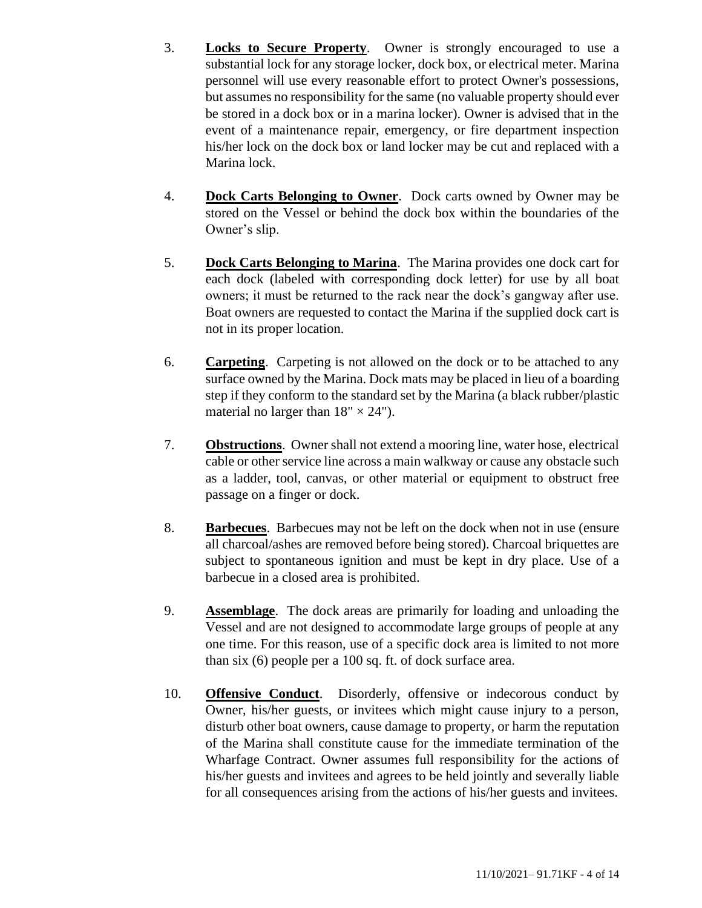3. **Locks to Secure Property**. Owner is strongly encouraged to use a substantial lock for any storage locker, dock box, or electrical meter. Marina personnel will use every reasonable effort to protect Owner's possessions, but assumes no responsibility for the same (no valuable property should ever be stored in a dock box or in a marina locker). Owner is advised that in the event of a maintenance repair, emergency, or fire department inspection his/her lock on the dock box or land locker may be cut and replaced with a Marina lock.

4. **Dock Carts Belonging to Owner**. Dock carts owned by Owner may be stored on the Vessel or behind the dock box within the boundaries of the Owner's slip.

5. **Dock Carts Belonging to Marina**. The Marina provides one dock cart for each dock (labeled with corresponding dock letter) for use by all boat owners; it must be returned to the rack near the dock's gangway after use. Boat owners are requested to contact the Marina if the supplied dock cart is not in its proper location.

6. **Carpeting**. Carpeting is not allowed on the dock or to be attached to any surface owned by the Marina. Dock mats may be placed in lieu of a boarding step if they conform to the standard set by the Marina (a black rubber/plastic material no larger than 18" × 24").

7. **Obstructions**. Owner shall not extend a mooring line, water hose, electrical cable or other service line across a main walkway or cause any obstacle such as a ladder, tool, canvas, or other material or equipment to obstruct free passage on a finger or dock.

8. **Barbecues**. Barbecues may not be left on the dock when not in use (ensure all charcoal/ashes are removed before being stored). Charcoal briquettes are subject to spontaneous ignition and must be kept in dry place. Use of a barbecue in a closed area is prohibited.

9. **Assemblage**. The dock areas are primarily for loading and unloading the Vessel and are not designed to accommodate large groups of people at any one time. For this reason, use of a specific dock area is limited to not more than six (6) people per a 100 sq. ft. of dock surface area.

10. **Offensive Conduct**. Disorderly, offensive or indecorous conduct by Owner, his/her guests, or invitees which might cause injury to a person, disturb other boat owners, cause damage to property, or harm the reputation of the Marina shall constitute cause for the immediate termination of the Wharfage Contract. Owner assumes full responsibility for the actions of his/her guests and invitees and agrees to be held jointly and severally liable for all consequences arising from the actions of his/her guests and invitees.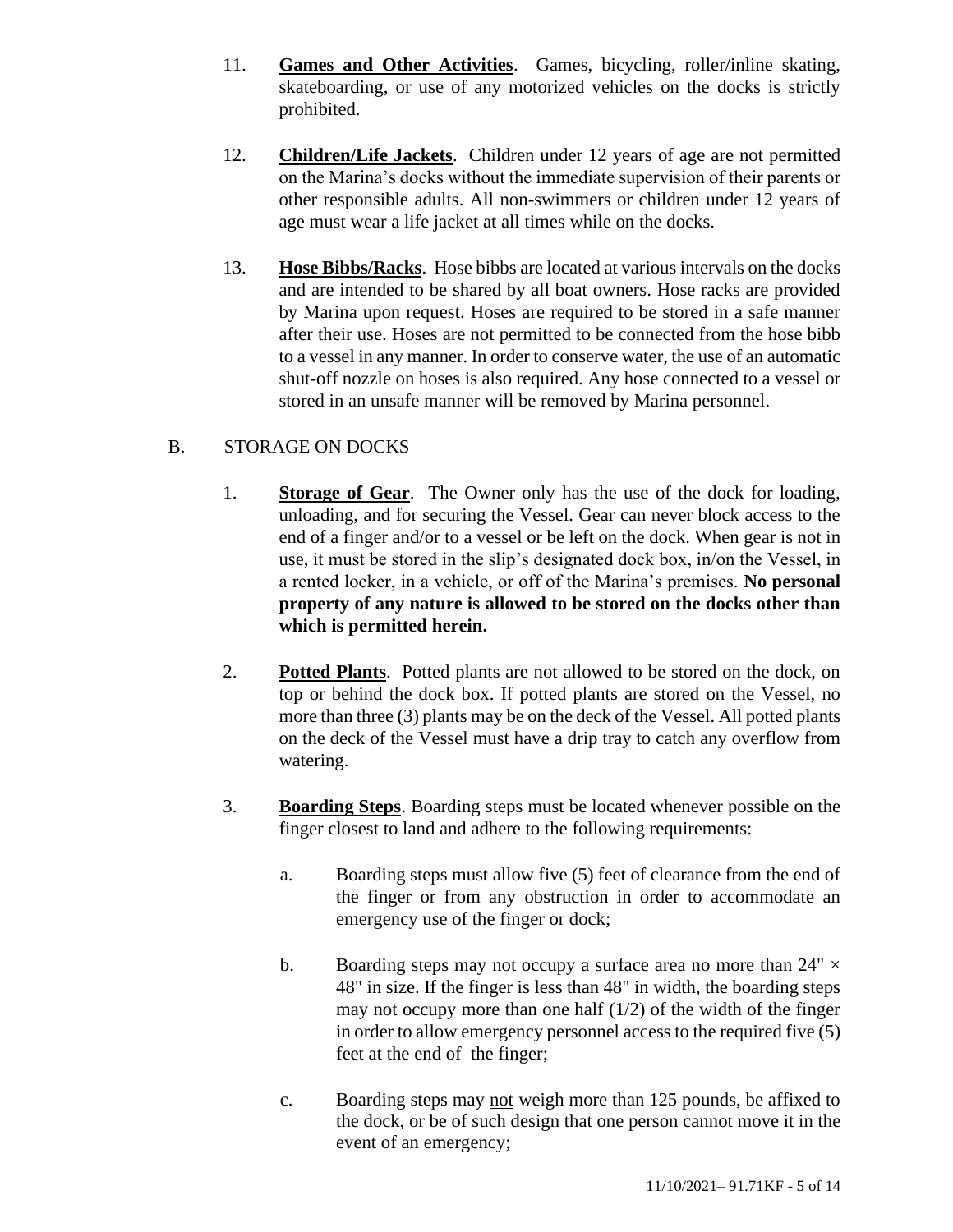11. **<u>Games and Other Activities</u>**. Games, bicycling, roller/inline skating, skateboarding, or use of any motorized vehicles on the docks is strictly prohibited.

12. **<u>Children/Life Jackets</u>**. Children under 12 years of age are not permitted on the Marina's docks without the immediate supervision of their parents or other responsible adults. All non-swimmers or children under 12 years of age must wear a life jacket at all times while on the docks.

13. **<u>Hose Bibbs/Racks</u>**. Hose bibbs are located at various intervals on the docks and are intended to be shared by all boat owners. Hose racks are provided by Marina upon request. Hoses are required to be stored in a safe manner after their use. Hoses are not permitted to be connected from the hose bibb to a vessel in any manner. In order to conserve water, the use of an automatic shut-off nozzle on hoses is also required. Any hose connected to a vessel or stored in an unsafe manner will be removed by Marina personnel.

B. STORAGE ON DOCKS

1. **<u>Storage of Gear</u>**. The Owner only has the use of the dock for loading, unloading, and for securing the Vessel. Gear can never block access to the end of a finger and/or to a vessel or be left on the dock. When gear is not in use, it must be stored in the slip's designated dock box, in/on the Vessel, in a rented locker, in a vehicle, or off of the Marina's premises. **No personal property of any nature is allowed to be stored on the docks other than which is permitted herein.**

2. **<u>Potted Plants</u>**. Potted plants are not allowed to be stored on the dock, on top or behind the dock box. If potted plants are stored on the Vessel, no more than three (3) plants may be on the deck of the Vessel. All potted plants on the deck of the Vessel must have a drip tray to catch any overflow from watering.

3. **<u>Boarding Steps</u>**. Boarding steps must be located whenever possible on the finger closest to land and adhere to the following requirements:

   a. Boarding steps must allow five (5) feet of clearance from the end of the finger or from any obstruction in order to accommodate an emergency use of the finger or dock;

   b. Boarding steps may not occupy a surface area no more than 24" × 48" in size. If the finger is less than 48" in width, the boarding steps may not occupy more than one half (1/2) of the width of the finger in order to allow emergency personnel access to the required five (5) feet at the end of the finger;

   c. Boarding steps may <u>not</u> weigh more than 125 pounds, be affixed to the dock, or be of such design that one person cannot move it in the event of an emergency;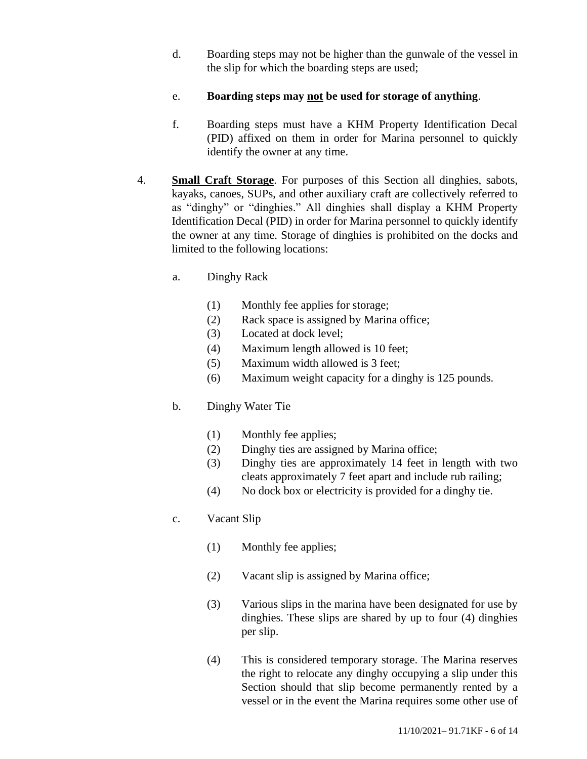d. Boarding steps may not be higher than the gunwale of the vessel in the slip for which the boarding steps are used;

e. **Boarding steps may <u>not</u> be used for storage of anything**.

f. Boarding steps must have a KHM Property Identification Decal (PID) affixed on them in order for Marina personnel to quickly identify the owner at any time.

4. **<u>Small Craft Storage</u>**. For purposes of this Section all dinghies, sabots, kayaks, canoes, SUPs, and other auxiliary craft are collectively referred to as "dinghy" or "dinghies." All dinghies shall display a KHM Property Identification Decal (PID) in order for Marina personnel to quickly identify the owner at any time. Storage of dinghies is prohibited on the docks and limited to the following locations:

   a. Dinghy Rack

      (1) Monthly fee applies for storage;
      (2) Rack space is assigned by Marina office;
      (3) Located at dock level;
      (4) Maximum length allowed is 10 feet;
      (5) Maximum width allowed is 3 feet;
      (6) Maximum weight capacity for a dinghy is 125 pounds.

   b. Dinghy Water Tie

      (1) Monthly fee applies;
      (2) Dinghy ties are assigned by Marina office;
      (3) Dinghy ties are approximately 14 feet in length with two cleats approximately 7 feet apart and include rub railing;
      (4) No dock box or electricity is provided for a dinghy tie.

   c. Vacant Slip

      (1) Monthly fee applies;

      (2) Vacant slip is assigned by Marina office;

      (3) Various slips in the marina have been designated for use by dinghies. These slips are shared by up to four (4) dinghies per slip.

      (4) This is considered temporary storage. The Marina reserves the right to relocate any dinghy occupying a slip under this Section should that slip become permanently rented by a vessel or in the event the Marina requires some other use of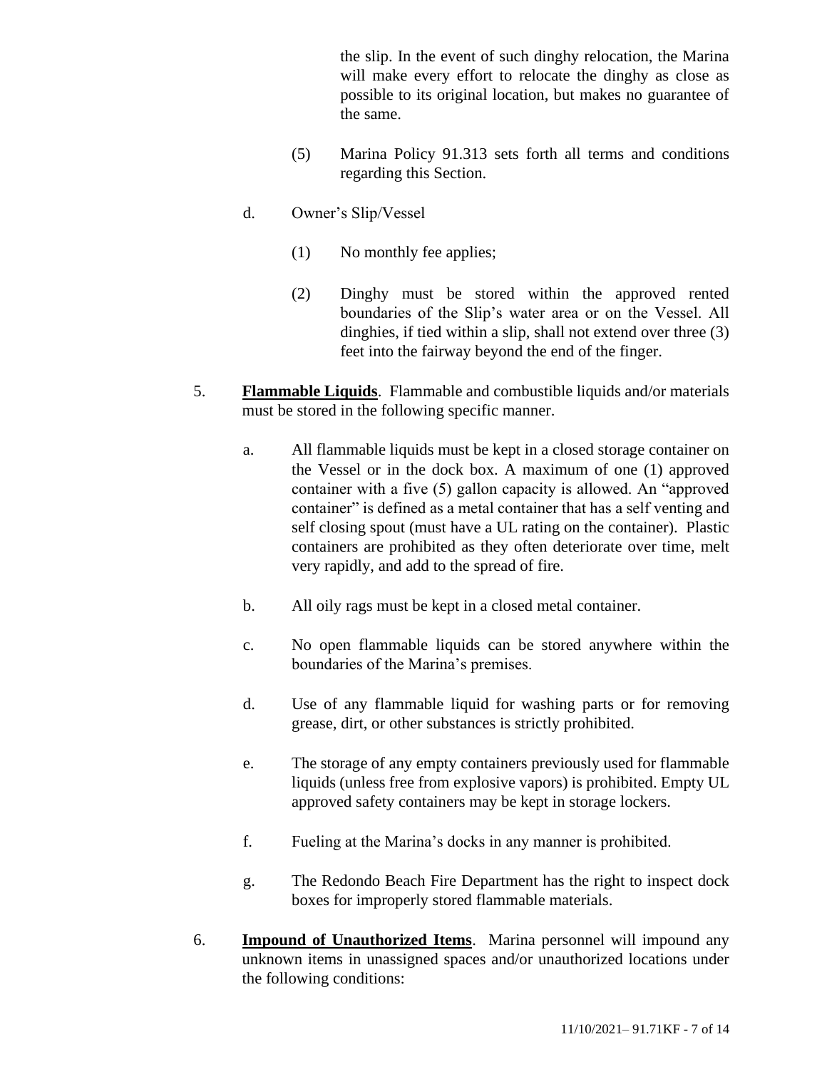the slip. In the event of such dinghy relocation, the Marina will make every effort to relocate the dinghy as close as possible to its original location, but makes no guarantee of the same.

(5) Marina Policy 91.313 sets forth all terms and conditions regarding this Section.

d. Owner's Slip/Vessel

(1) No monthly fee applies;

(2) Dinghy must be stored within the approved rented boundaries of the Slip's water area or on the Vessel. All dinghies, if tied within a slip, shall not extend over three (3) feet into the fairway beyond the end of the finger.

5. **Flammable Liquids**. Flammable and combustible liquids and/or materials must be stored in the following specific manner.

a. All flammable liquids must be kept in a closed storage container on the Vessel or in the dock box. A maximum of one (1) approved container with a five (5) gallon capacity is allowed. An "approved container" is defined as a metal container that has a self venting and self closing spout (must have a UL rating on the container). Plastic containers are prohibited as they often deteriorate over time, melt very rapidly, and add to the spread of fire.

b. All oily rags must be kept in a closed metal container.

c. No open flammable liquids can be stored anywhere within the boundaries of the Marina's premises.

d. Use of any flammable liquid for washing parts or for removing grease, dirt, or other substances is strictly prohibited.

e. The storage of any empty containers previously used for flammable liquids (unless free from explosive vapors) is prohibited. Empty UL approved safety containers may be kept in storage lockers.

f. Fueling at the Marina's docks in any manner is prohibited.

g. The Redondo Beach Fire Department has the right to inspect dock boxes for improperly stored flammable materials.

6. **Impound of Unauthorized Items**. Marina personnel will impound any unknown items in unassigned spaces and/or unauthorized locations under the following conditions: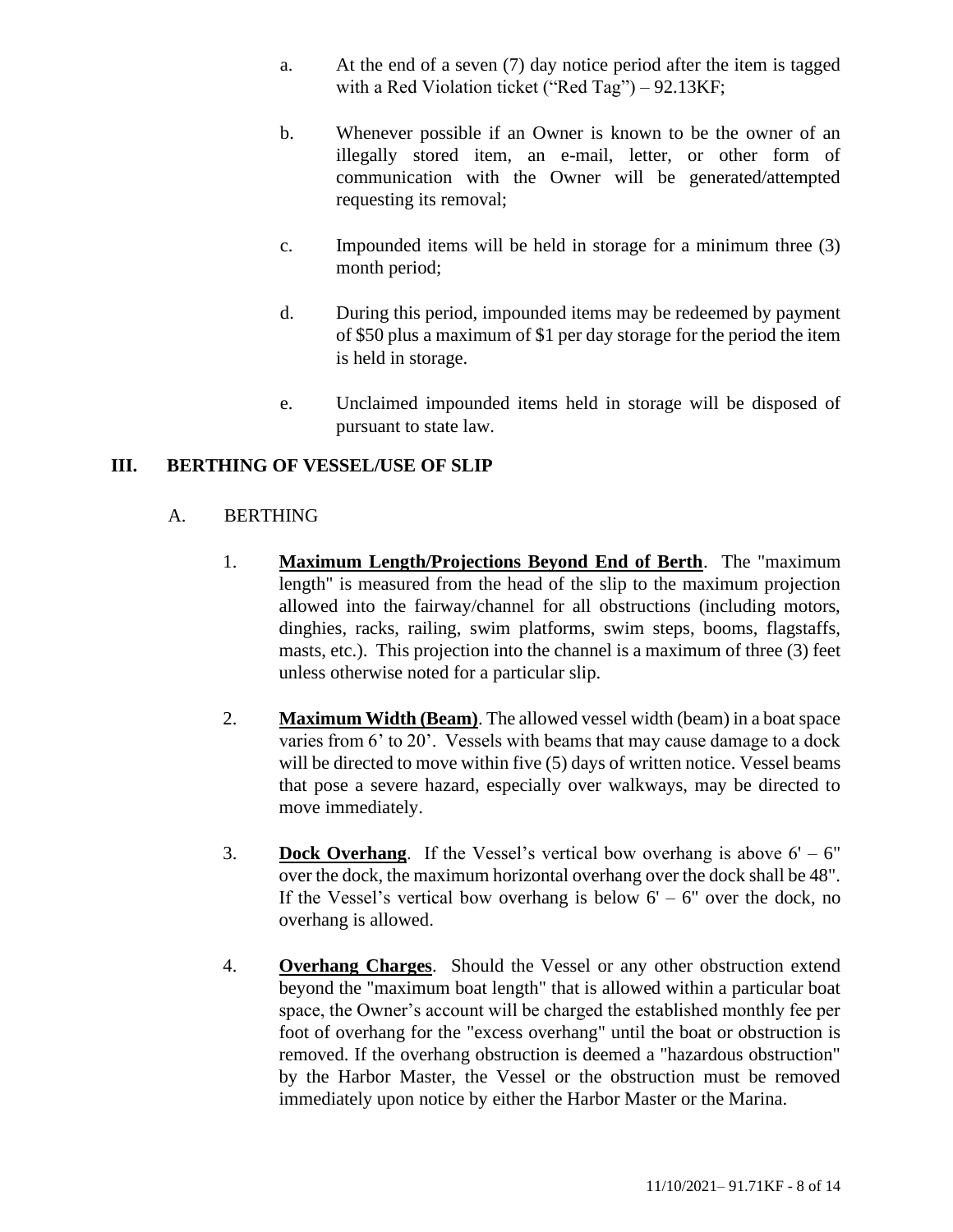a. At the end of a seven (7) day notice period after the item is tagged with a Red Violation ticket ("Red Tag") – 92.13KF;

b. Whenever possible if an Owner is known to be the owner of an illegally stored item, an e-mail, letter, or other form of communication with the Owner will be generated/attempted requesting its removal;

c. Impounded items will be held in storage for a minimum three (3) month period;

d. During this period, impounded items may be redeemed by payment of $50 plus a maximum of $1 per day storage for the period the item is held in storage.

e. Unclaimed impounded items held in storage will be disposed of pursuant to state law.

## III. BERTHING OF VESSEL/USE OF SLIP

### A. BERTHING

1. **Maximum Length/Projections Beyond End of Berth**. The "maximum length" is measured from the head of the slip to the maximum projection allowed into the fairway/channel for all obstructions (including motors, dinghies, racks, railing, swim platforms, swim steps, booms, flagstaffs, masts, etc.). This projection into the channel is a maximum of three (3) feet unless otherwise noted for a particular slip.

2. **Maximum Width (Beam)**. The allowed vessel width (beam) in a boat space varies from 6' to 20'. Vessels with beams that may cause damage to a dock will be directed to move within five (5) days of written notice. Vessel beams that pose a severe hazard, especially over walkways, may be directed to move immediately.

3. **Dock Overhang**. If the Vessel's vertical bow overhang is above 6' – 6" over the dock, the maximum horizontal overhang over the dock shall be 48". If the Vessel's vertical bow overhang is below 6' – 6" over the dock, no overhang is allowed.

4. **Overhang Charges**. Should the Vessel or any other obstruction extend beyond the "maximum boat length" that is allowed within a particular boat space, the Owner's account will be charged the established monthly fee per foot of overhang for the "excess overhang" until the boat or obstruction is removed. If the overhang obstruction is deemed a "hazardous obstruction" by the Harbor Master, the Vessel or the obstruction must be removed immediately upon notice by either the Harbor Master or the Marina.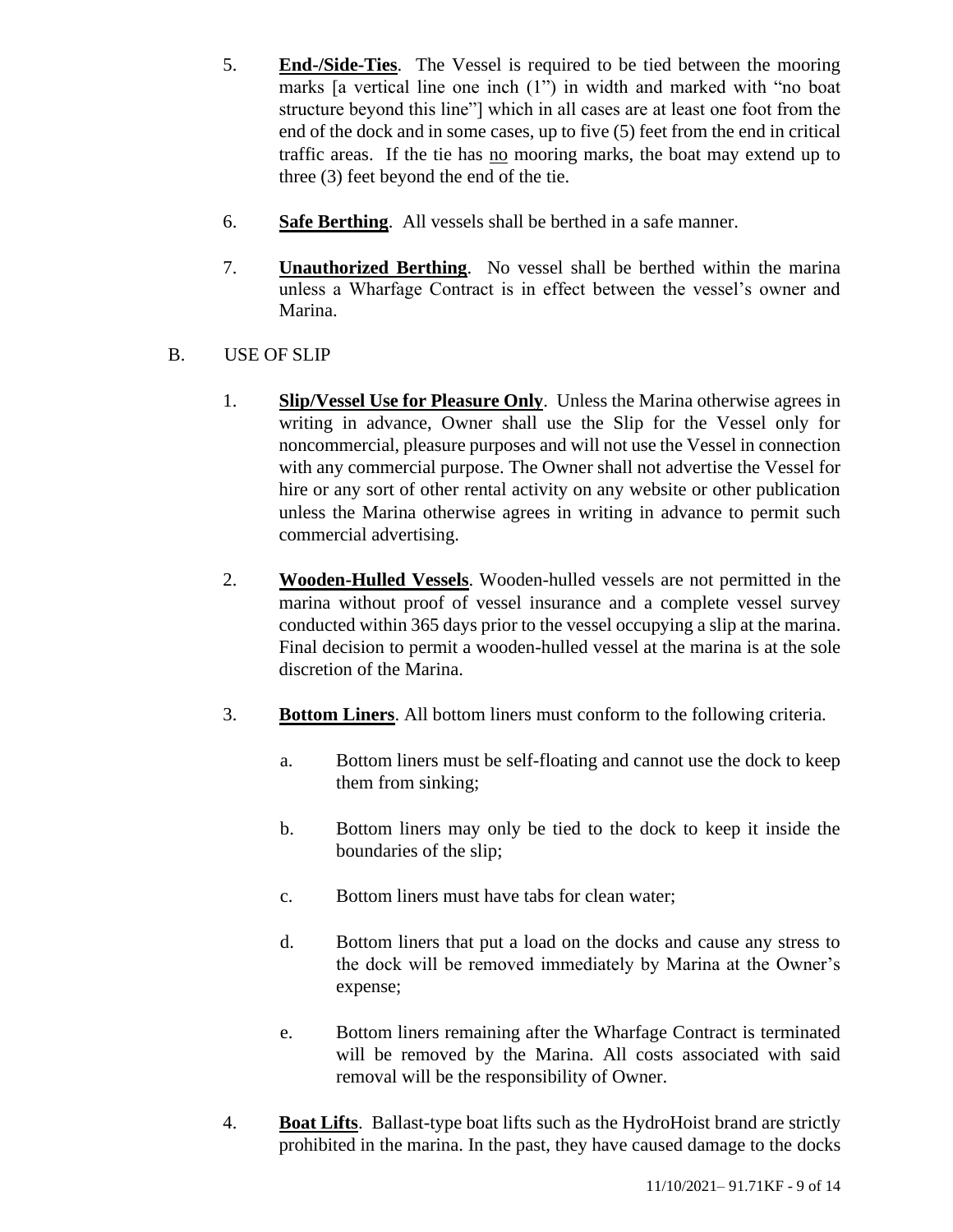5. **End-/Side-Ties**. The Vessel is required to be tied between the mooring marks [a vertical line one inch (1") in width and marked with "no boat structure beyond this line"] which in all cases are at least one foot from the end of the dock and in some cases, up to five (5) feet from the end in critical traffic areas. If the tie has no mooring marks, the boat may extend up to three (3) feet beyond the end of the tie.

6. **Safe Berthing**. All vessels shall be berthed in a safe manner.

7. **Unauthorized Berthing**. No vessel shall be berthed within the marina unless a Wharfage Contract is in effect between the vessel's owner and Marina.

B. USE OF SLIP

1. **Slip/Vessel Use for Pleasure Only**. Unless the Marina otherwise agrees in writing in advance, Owner shall use the Slip for the Vessel only for noncommercial, pleasure purposes and will not use the Vessel in connection with any commercial purpose. The Owner shall not advertise the Vessel for hire or any sort of other rental activity on any website or other publication unless the Marina otherwise agrees in writing in advance to permit such commercial advertising.

2. **Wooden-Hulled Vessels**. Wooden-hulled vessels are not permitted in the marina without proof of vessel insurance and a complete vessel survey conducted within 365 days prior to the vessel occupying a slip at the marina. Final decision to permit a wooden-hulled vessel at the marina is at the sole discretion of the Marina.

3. **Bottom Liners**. All bottom liners must conform to the following criteria.

   a. Bottom liners must be self-floating and cannot use the dock to keep them from sinking;

   b. Bottom liners may only be tied to the dock to keep it inside the boundaries of the slip;

   c. Bottom liners must have tabs for clean water;

   d. Bottom liners that put a load on the docks and cause any stress to the dock will be removed immediately by Marina at the Owner's expense;

   e. Bottom liners remaining after the Wharfage Contract is terminated will be removed by the Marina. All costs associated with said removal will be the responsibility of Owner.

4. **Boat Lifts**. Ballast-type boat lifts such as the HydroHoist brand are strictly prohibited in the marina. In the past, they have caused damage to the docks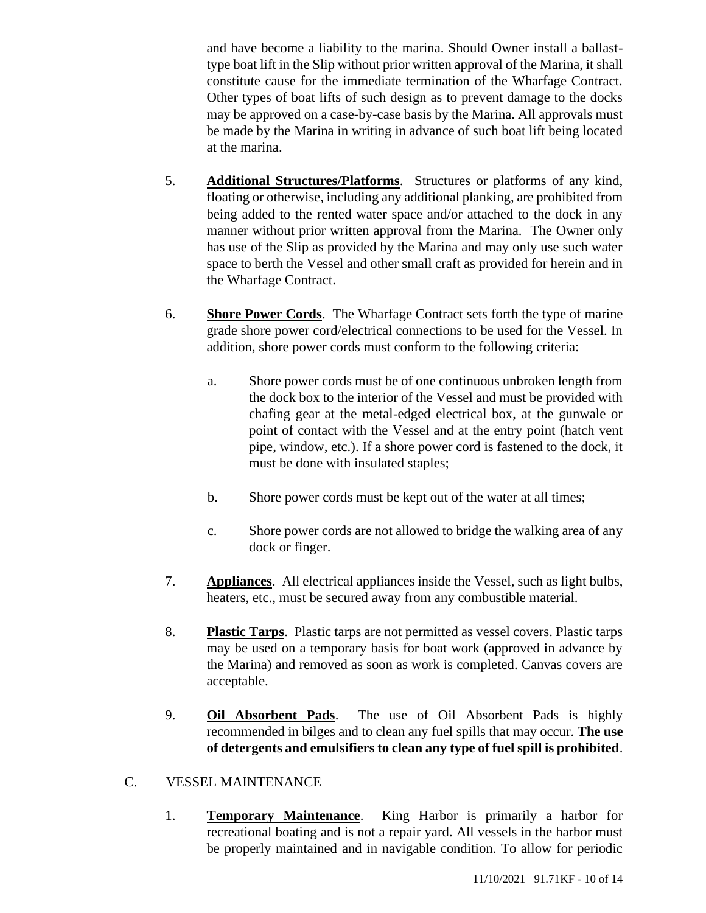and have become a liability to the marina. Should Owner install a ballast-type boat lift in the Slip without prior written approval of the Marina, it shall constitute cause for the immediate termination of the Wharfage Contract. Other types of boat lifts of such design as to prevent damage to the docks may be approved on a case-by-case basis by the Marina. All approvals must be made by the Marina in writing in advance of such boat lift being located at the marina.

5. **Additional Structures/Platforms**. Structures or platforms of any kind, floating or otherwise, including any additional planking, are prohibited from being added to the rented water space and/or attached to the dock in any manner without prior written approval from the Marina. The Owner only has use of the Slip as provided by the Marina and may only use such water space to berth the Vessel and other small craft as provided for herein and in the Wharfage Contract.

6. **Shore Power Cords**. The Wharfage Contract sets forth the type of marine grade shore power cord/electrical connections to be used for the Vessel. In addition, shore power cords must conform to the following criteria:

   a. Shore power cords must be of one continuous unbroken length from the dock box to the interior of the Vessel and must be provided with chafing gear at the metal-edged electrical box, at the gunwale or point of contact with the Vessel and at the entry point (hatch vent pipe, window, etc.). If a shore power cord is fastened to the dock, it must be done with insulated staples;

   b. Shore power cords must be kept out of the water at all times;

   c. Shore power cords are not allowed to bridge the walking area of any dock or finger.

7. **Appliances**. All electrical appliances inside the Vessel, such as light bulbs, heaters, etc., must be secured away from any combustible material.

8. **Plastic Tarps**. Plastic tarps are not permitted as vessel covers. Plastic tarps may be used on a temporary basis for boat work (approved in advance by the Marina) and removed as soon as work is completed. Canvas covers are acceptable.

9. **Oil Absorbent Pads**. The use of Oil Absorbent Pads is highly recommended in bilges and to clean any fuel spills that may occur. **The use of detergents and emulsifiers to clean any type of fuel spill is prohibited**.

## C. VESSEL MAINTENANCE

1. **Temporary Maintenance**. King Harbor is primarily a harbor for recreational boating and is not a repair yard. All vessels in the harbor must be properly maintained and in navigable condition. To allow for periodic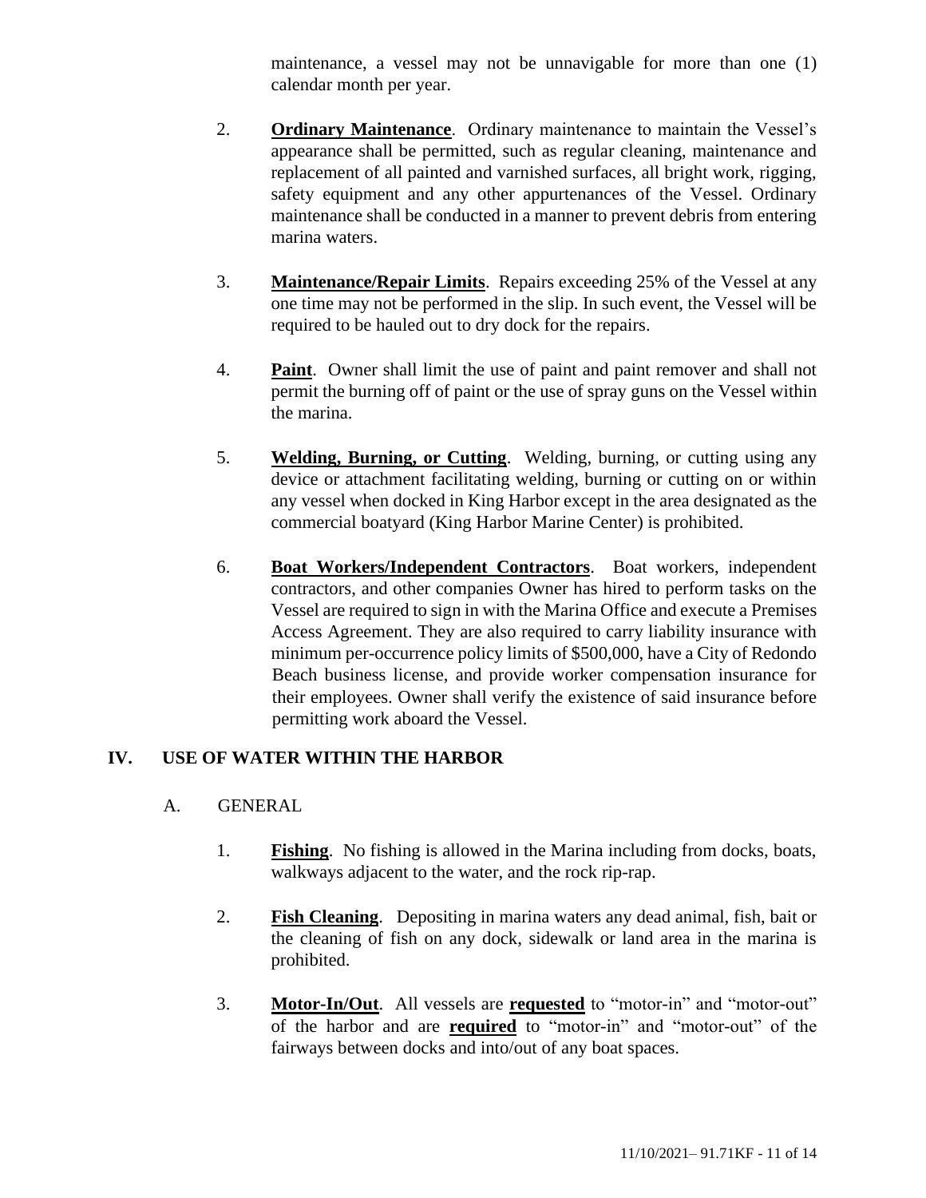maintenance, a vessel may not be unnavigable for more than one (1) calendar month per year.

2. **Ordinary Maintenance**. Ordinary maintenance to maintain the Vessel's appearance shall be permitted, such as regular cleaning, maintenance and replacement of all painted and varnished surfaces, all bright work, rigging, safety equipment and any other appurtenances of the Vessel. Ordinary maintenance shall be conducted in a manner to prevent debris from entering marina waters.

3. **Maintenance/Repair Limits**. Repairs exceeding 25% of the Vessel at any one time may not be performed in the slip. In such event, the Vessel will be required to be hauled out to dry dock for the repairs.

4. **Paint**. Owner shall limit the use of paint and paint remover and shall not permit the burning off of paint or the use of spray guns on the Vessel within the marina.

5. **Welding, Burning, or Cutting**. Welding, burning, or cutting using any device or attachment facilitating welding, burning or cutting on or within any vessel when docked in King Harbor except in the area designated as the commercial boatyard (King Harbor Marine Center) is prohibited.

6. **Boat Workers/Independent Contractors**. Boat workers, independent contractors, and other companies Owner has hired to perform tasks on the Vessel are required to sign in with the Marina Office and execute a Premises Access Agreement. They are also required to carry liability insurance with minimum per-occurrence policy limits of $500,000, have a City of Redondo Beach business license, and provide worker compensation insurance for their employees. Owner shall verify the existence of said insurance before permitting work aboard the Vessel.

## IV. USE OF WATER WITHIN THE HARBOR

### A. GENERAL

1. **Fishing**. No fishing is allowed in the Marina including from docks, boats, walkways adjacent to the water, and the rock rip-rap.

2. **Fish Cleaning**. Depositing in marina waters any dead animal, fish, bait or the cleaning of fish on any dock, sidewalk or land area in the marina is prohibited.

3. **Motor-In/Out**. All vessels are **requested** to "motor-in" and "motor-out" of the harbor and are **required** to "motor-in" and "motor-out" of the fairways between docks and into/out of any boat spaces.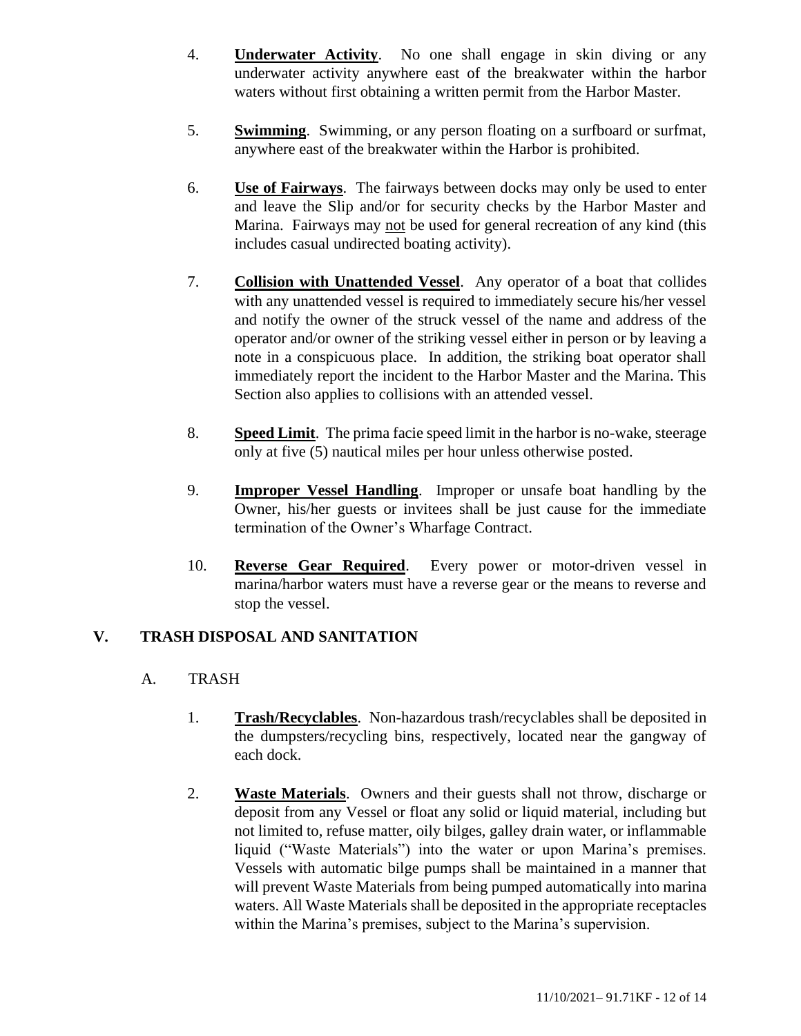4. **Underwater Activity**. No one shall engage in skin diving or any underwater activity anywhere east of the breakwater within the harbor waters without first obtaining a written permit from the Harbor Master.

5. **Swimming**. Swimming, or any person floating on a surfboard or surfmat, anywhere east of the breakwater within the Harbor is prohibited.

6. **Use of Fairways**. The fairways between docks may only be used to enter and leave the Slip and/or for security checks by the Harbor Master and Marina. Fairways may not be used for general recreation of any kind (this includes casual undirected boating activity).

7. **Collision with Unattended Vessel**. Any operator of a boat that collides with any unattended vessel is required to immediately secure his/her vessel and notify the owner of the struck vessel of the name and address of the operator and/or owner of the striking vessel either in person or by leaving a note in a conspicuous place. In addition, the striking boat operator shall immediately report the incident to the Harbor Master and the Marina. This Section also applies to collisions with an attended vessel.

8. **Speed Limit**. The prima facie speed limit in the harbor is no-wake, steerage only at five (5) nautical miles per hour unless otherwise posted.

9. **Improper Vessel Handling**. Improper or unsafe boat handling by the Owner, his/her guests or invitees shall be just cause for the immediate termination of the Owner's Wharfage Contract.

10. **Reverse Gear Required**. Every power or motor-driven vessel in marina/harbor waters must have a reverse gear or the means to reverse and stop the vessel.

## V. TRASH DISPOSAL AND SANITATION

### A. TRASH

1. **Trash/Recyclables**. Non-hazardous trash/recyclables shall be deposited in the dumpsters/recycling bins, respectively, located near the gangway of each dock.

2. **Waste Materials**. Owners and their guests shall not throw, discharge or deposit from any Vessel or float any solid or liquid material, including but not limited to, refuse matter, oily bilges, galley drain water, or inflammable liquid ("Waste Materials") into the water or upon Marina's premises. Vessels with automatic bilge pumps shall be maintained in a manner that will prevent Waste Materials from being pumped automatically into marina waters. All Waste Materials shall be deposited in the appropriate receptacles within the Marina's premises, subject to the Marina's supervision.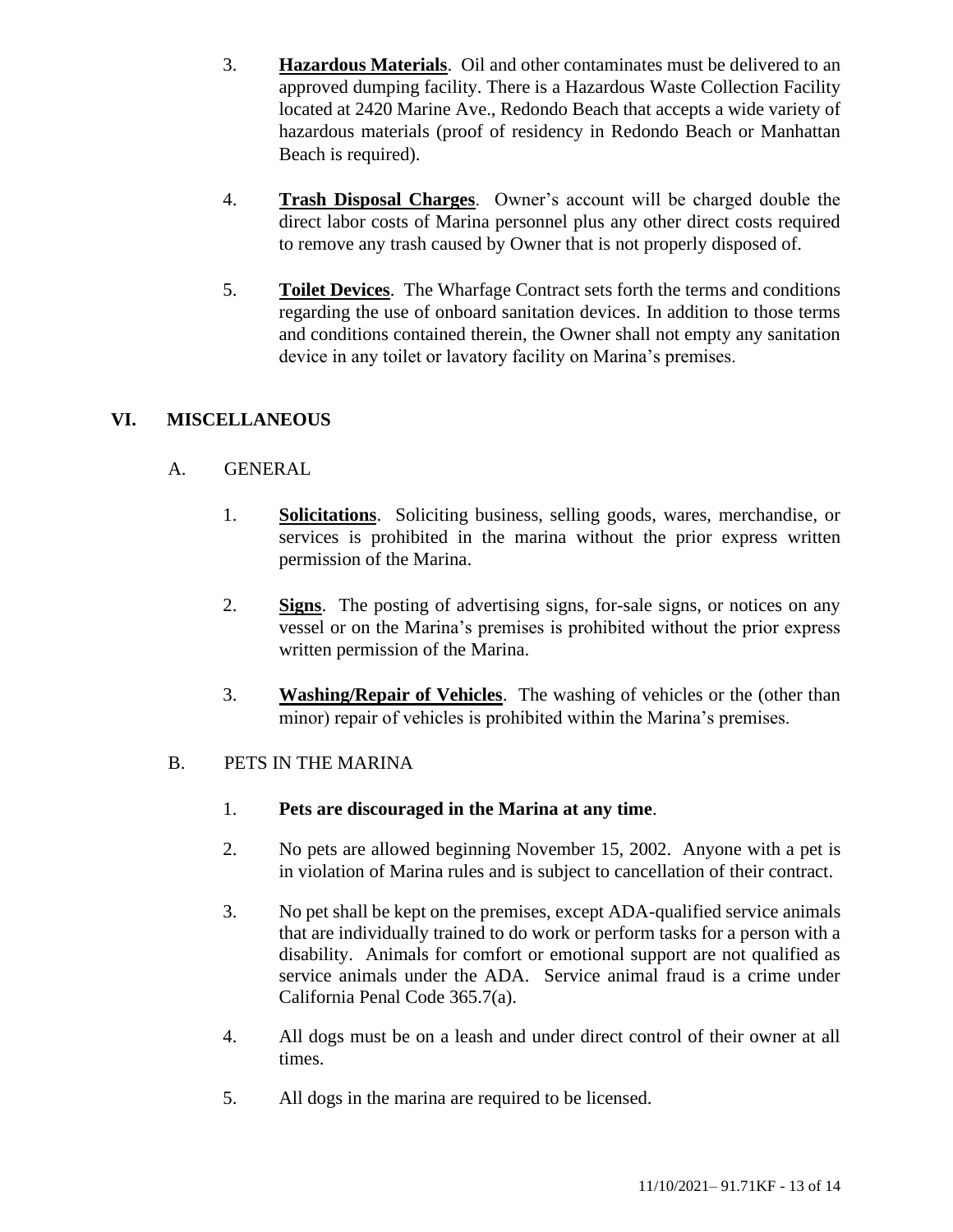3. **Hazardous Materials**. Oil and other contaminates must be delivered to an approved dumping facility. There is a Hazardous Waste Collection Facility located at 2420 Marine Ave., Redondo Beach that accepts a wide variety of hazardous materials (proof of residency in Redondo Beach or Manhattan Beach is required).

4. **Trash Disposal Charges**. Owner's account will be charged double the direct labor costs of Marina personnel plus any other direct costs required to remove any trash caused by Owner that is not properly disposed of.

5. **Toilet Devices**. The Wharfage Contract sets forth the terms and conditions regarding the use of onboard sanitation devices. In addition to those terms and conditions contained therein, the Owner shall not empty any sanitation device in any toilet or lavatory facility on Marina's premises.

## VI. MISCELLANEOUS

### A. GENERAL

1. **Solicitations**. Soliciting business, selling goods, wares, merchandise, or services is prohibited in the marina without the prior express written permission of the Marina.

2. **Signs**. The posting of advertising signs, for-sale signs, or notices on any vessel or on the Marina's premises is prohibited without the prior express written permission of the Marina.

3. **Washing/Repair of Vehicles**. The washing of vehicles or the (other than minor) repair of vehicles is prohibited within the Marina's premises.

### B. PETS IN THE MARINA

1. **Pets are discouraged in the Marina at any time**.

2. No pets are allowed beginning November 15, 2002. Anyone with a pet is in violation of Marina rules and is subject to cancellation of their contract.

3. No pet shall be kept on the premises, except ADA-qualified service animals that are individually trained to do work or perform tasks for a person with a disability. Animals for comfort or emotional support are not qualified as service animals under the ADA. Service animal fraud is a crime under California Penal Code 365.7(a).

4. All dogs must be on a leash and under direct control of their owner at all times.

5. All dogs in the marina are required to be licensed.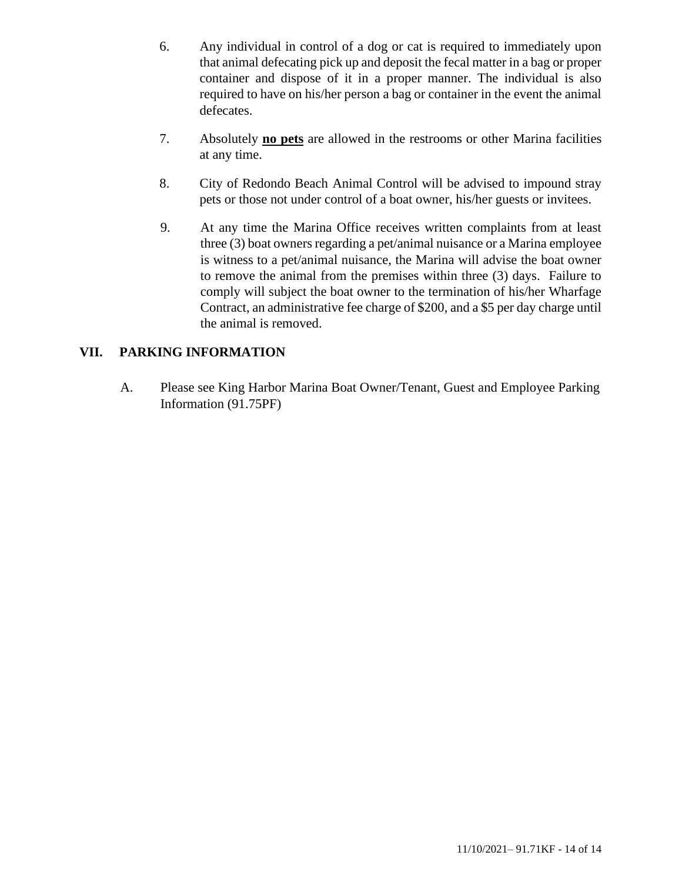6. Any individual in control of a dog or cat is required to immediately upon that animal defecating pick up and deposit the fecal matter in a bag or proper container and dispose of it in a proper manner. The individual is also required to have on his/her person a bag or container in the event the animal defecates.

7. Absolutely **no pets** are allowed in the restrooms or other Marina facilities at any time.

8. City of Redondo Beach Animal Control will be advised to impound stray pets or those not under control of a boat owner, his/her guests or invitees.

9. At any time the Marina Office receives written complaints from at least three (3) boat owners regarding a pet/animal nuisance or a Marina employee is witness to a pet/animal nuisance, the Marina will advise the boat owner to remove the animal from the premises within three (3) days. Failure to comply will subject the boat owner to the termination of his/her Wharfage Contract, an administrative fee charge of $200, and a $5 per day charge until the animal is removed.

## VII. PARKING INFORMATION

A. Please see King Harbor Marina Boat Owner/Tenant, Guest and Employee Parking Information (91.75PF)